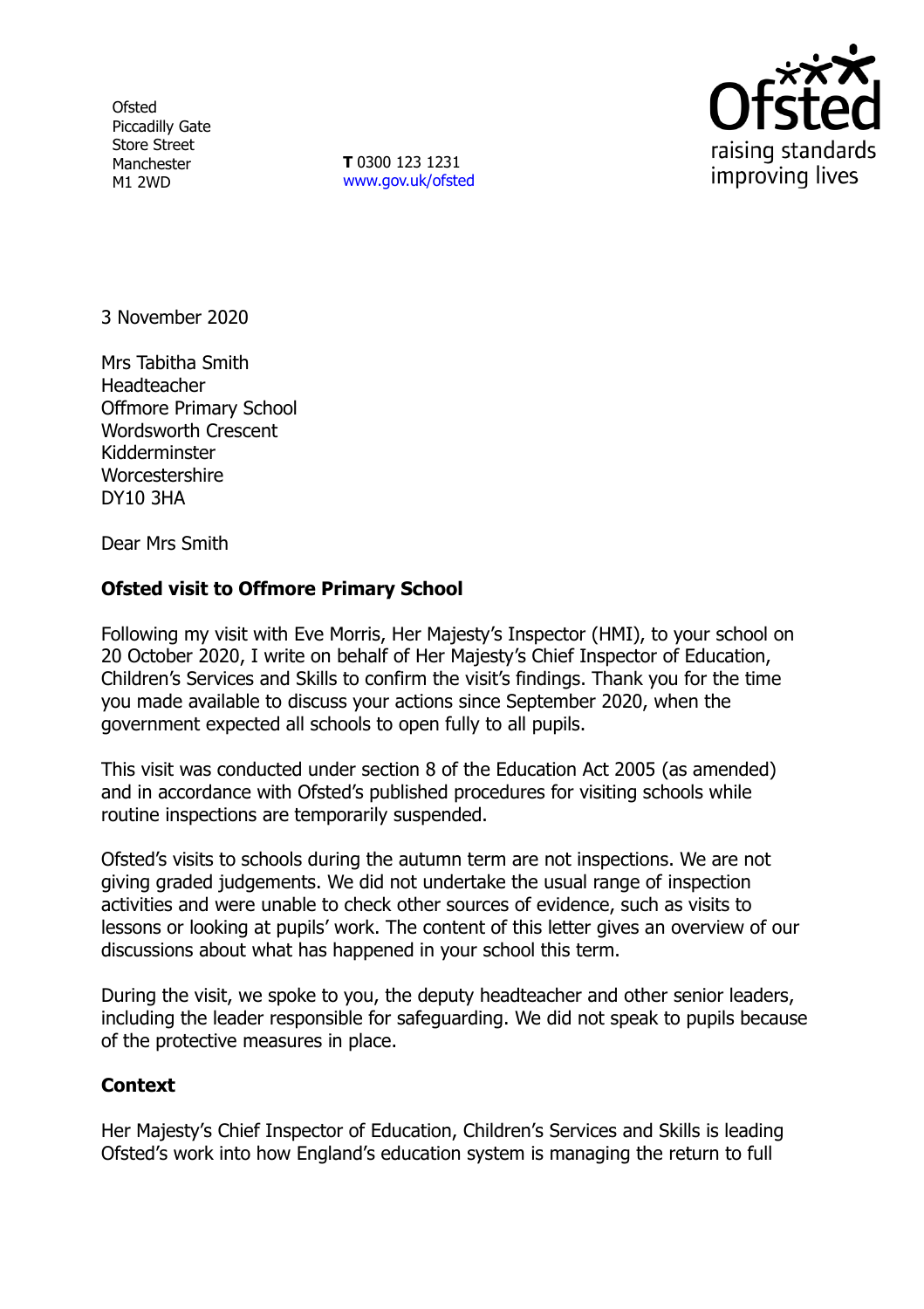Ofsted
Piccadilly Gate
Store Street
Manchester
M1 2WD

**T** 0300 123 1231
www.gov.uk/ofsted

3 November 2020

Mrs Tabitha Smith
Headteacher
Offmore Primary School
Wordsworth Crescent
Kidderminster
Worcestershire
DY10 3HA

Dear Mrs Smith

**Ofsted visit to Offmore Primary School**

Following my visit with Eve Morris, Her Majesty's Inspector (HMI), to your school on 20 October 2020, I write on behalf of Her Majesty's Chief Inspector of Education, Children's Services and Skills to confirm the visit's findings. Thank you for the time you made available to discuss your actions since September 2020, when the government expected all schools to open fully to all pupils.

This visit was conducted under section 8 of the Education Act 2005 (as amended) and in accordance with Ofsted's published procedures for visiting schools while routine inspections are temporarily suspended.

Ofsted's visits to schools during the autumn term are not inspections. We are not giving graded judgements. We did not undertake the usual range of inspection activities and were unable to check other sources of evidence, such as visits to lessons or looking at pupils' work. The content of this letter gives an overview of our discussions about what has happened in your school this term.

During the visit, we spoke to you, the deputy headteacher and other senior leaders, including the leader responsible for safeguarding. We did not speak to pupils because of the protective measures in place.

**Context**

Her Majesty's Chief Inspector of Education, Children's Services and Skills is leading Ofsted's work into how England's education system is managing the return to full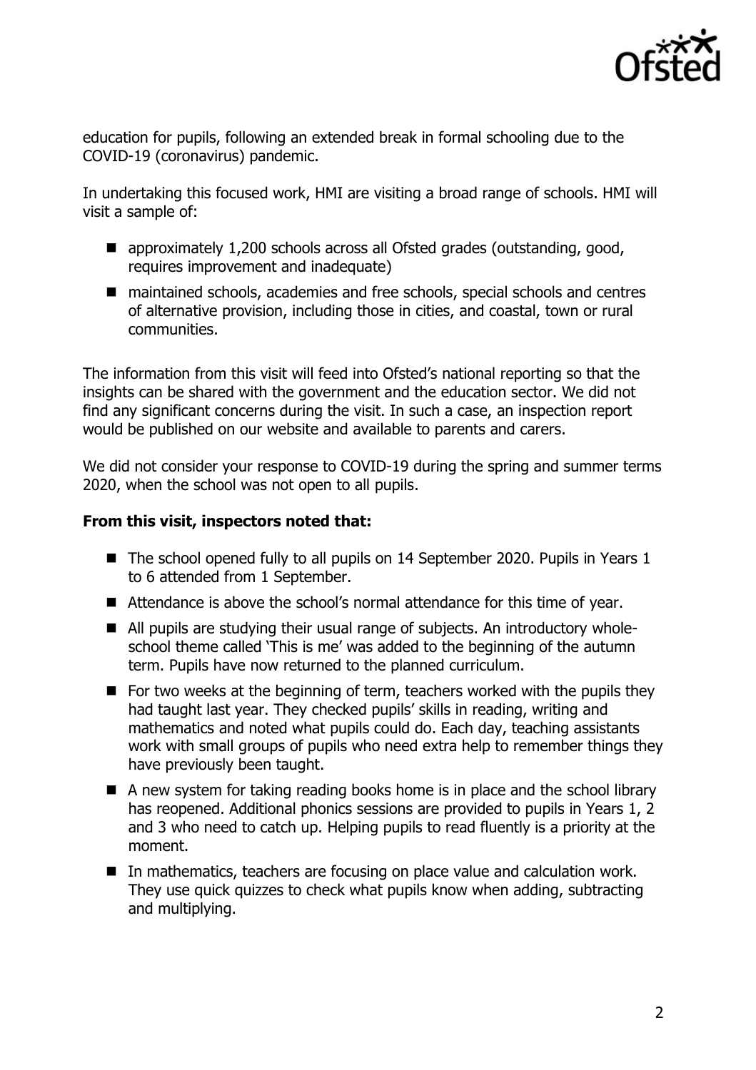education for pupils, following an extended break in formal schooling due to the COVID-19 (coronavirus) pandemic.

In undertaking this focused work, HMI are visiting a broad range of schools. HMI will visit a sample of:

- approximately 1,200 schools across all Ofsted grades (outstanding, good, requires improvement and inadequate)
- maintained schools, academies and free schools, special schools and centres of alternative provision, including those in cities, and coastal, town or rural communities.

The information from this visit will feed into Ofsted's national reporting so that the insights can be shared with the government and the education sector. We did not find any significant concerns during the visit. In such a case, an inspection report would be published on our website and available to parents and carers.

We did not consider your response to COVID-19 during the spring and summer terms 2020, when the school was not open to all pupils.

**From this visit, inspectors noted that:**

- The school opened fully to all pupils on 14 September 2020. Pupils in Years 1 to 6 attended from 1 September.
- Attendance is above the school's normal attendance for this time of year.
- All pupils are studying their usual range of subjects. An introductory whole-school theme called 'This is me' was added to the beginning of the autumn term. Pupils have now returned to the planned curriculum.
- For two weeks at the beginning of term, teachers worked with the pupils they had taught last year. They checked pupils' skills in reading, writing and mathematics and noted what pupils could do. Each day, teaching assistants work with small groups of pupils who need extra help to remember things they have previously been taught.
- A new system for taking reading books home is in place and the school library has reopened. Additional phonics sessions are provided to pupils in Years 1, 2 and 3 who need to catch up. Helping pupils to read fluently is a priority at the moment.
- In mathematics, teachers are focusing on place value and calculation work. They use quick quizzes to check what pupils know when adding, subtracting and multiplying.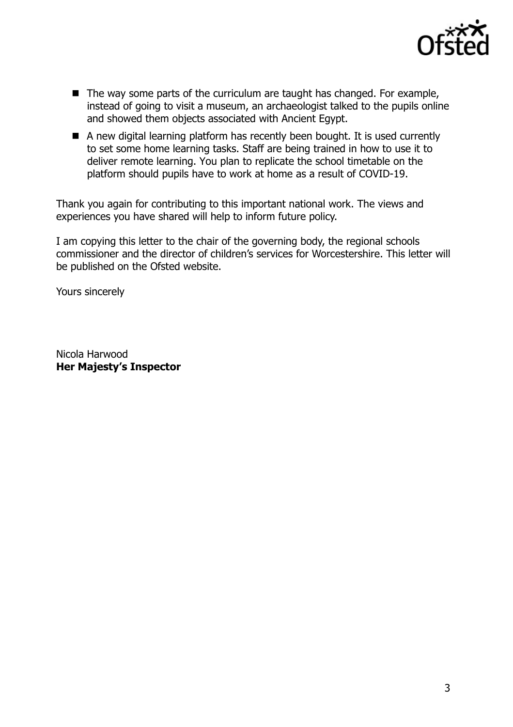- The way some parts of the curriculum are taught has changed. For example, instead of going to visit a museum, an archaeologist talked to the pupils online and showed them objects associated with Ancient Egypt.
- A new digital learning platform has recently been bought. It is used currently to set some home learning tasks. Staff are being trained in how to use it to deliver remote learning. You plan to replicate the school timetable on the platform should pupils have to work at home as a result of COVID-19.

Thank you again for contributing to this important national work. The views and experiences you have shared will help to inform future policy.

I am copying this letter to the chair of the governing body, the regional schools commissioner and the director of children's services for Worcestershire. This letter will be published on the Ofsted website.

Yours sincerely

Nicola Harwood
**Her Majesty's Inspector**